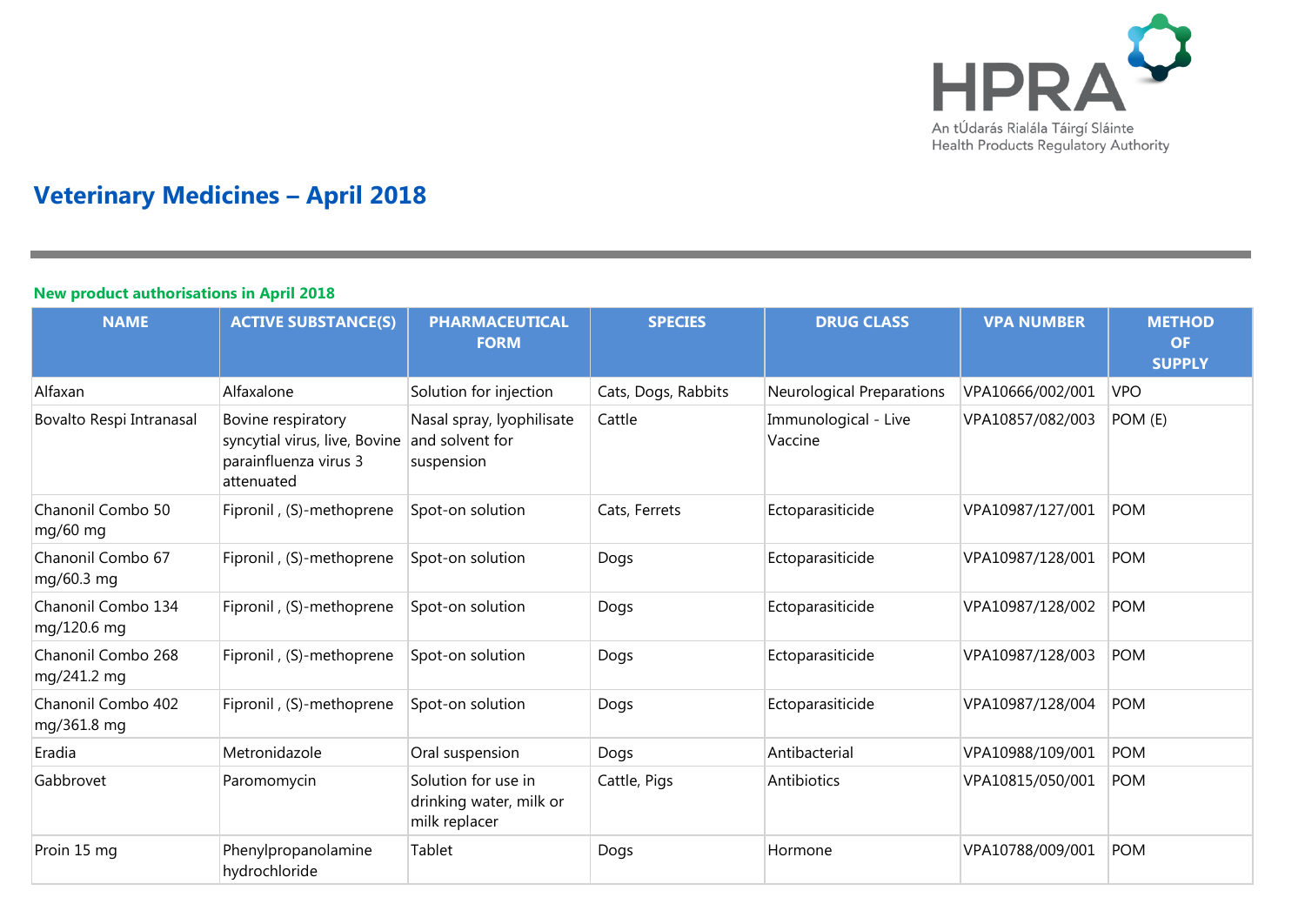HPRA

An tÚdarás Rialála Táirgí Sláinte
Health Products Regulatory Authority

# Veterinary Medicines – April 2018

## New product authorisations in April 2018

| NAME | ACTIVE SUBSTANCE(S) | PHARMACEUTICAL FORM | SPECIES | DRUG CLASS | VPA NUMBER | METHOD OF SUPPLY |
|---|---|---|---|---|---|---|
| Alfaxan | Alfaxalone | Solution for injection | Cats, Dogs, Rabbits | Neurological Preparations | VPA10666/002/001 | VPO |
| Bovalto Respi Intranasal | Bovine respiratory syncytial virus, live, Bovine parainfluenza virus 3 attenuated | Nasal spray, lyophilisate and solvent for suspension | Cattle | Immunological - Live Vaccine | VPA10857/082/003 | POM (E) |
| Chanonil Combo 50 mg/60 mg | Fipronil , (S)-methoprene | Spot-on solution | Cats, Ferrets | Ectoparasiticide | VPA10987/127/001 | POM |
| Chanonil Combo 67 mg/60.3 mg | Fipronil , (S)-methoprene | Spot-on solution | Dogs | Ectoparasiticide | VPA10987/128/001 | POM |
| Chanonil Combo 134 mg/120.6 mg | Fipronil , (S)-methoprene | Spot-on solution | Dogs | Ectoparasiticide | VPA10987/128/002 | POM |
| Chanonil Combo 268 mg/241.2 mg | Fipronil , (S)-methoprene | Spot-on solution | Dogs | Ectoparasiticide | VPA10987/128/003 | POM |
| Chanonil Combo 402 mg/361.8 mg | Fipronil , (S)-methoprene | Spot-on solution | Dogs | Ectoparasiticide | VPA10987/128/004 | POM |
| Eradia | Metronidazole | Oral suspension | Dogs | Antibacterial | VPA10988/109/001 | POM |
| Gabbrovet | Paromomycin | Solution for use in drinking water, milk or milk replacer | Cattle, Pigs | Antibiotics | VPA10815/050/001 | POM |
| Proin 15 mg | Phenylpropanolamine hydrochloride | Tablet | Dogs | Hormone | VPA10788/009/001 | POM |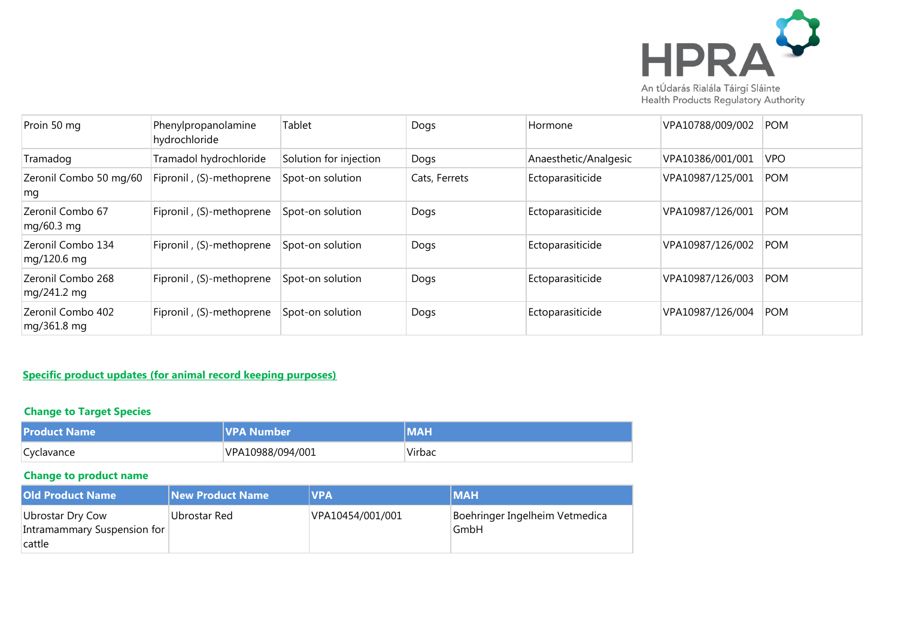| Proin 50 mg | Phenylpropanolamine hydrochloride | Tablet | Dogs | Hormone | VPA10788/009/002 | POM |
|---|---|---|---|---|---|---|
| Tramadog | Tramadol hydrochloride | Solution for injection | Dogs | Anaesthetic/Analgesic | VPA10386/001/001 | VPO |
| Zeronil Combo 50 mg/60 mg | Fipronil , (S)-methoprene | Spot-on solution | Cats, Ferrets | Ectoparasiticide | VPA10987/125/001 | POM |
| Zeronil Combo 67 mg/60.3 mg | Fipronil , (S)-methoprene | Spot-on solution | Dogs | Ectoparasiticide | VPA10987/126/001 | POM |
| Zeronil Combo 134 mg/120.6 mg | Fipronil , (S)-methoprene | Spot-on solution | Dogs | Ectoparasiticide | VPA10987/126/002 | POM |
| Zeronil Combo 268 mg/241.2 mg | Fipronil , (S)-methoprene | Spot-on solution | Dogs | Ectoparasiticide | VPA10987/126/003 | POM |
| Zeronil Combo 402 mg/361.8 mg | Fipronil , (S)-methoprene | Spot-on solution | Dogs | Ectoparasiticide | VPA10987/126/004 | POM |

## Specific product updates (for animal record keeping purposes)

### Change to Target Species

| Product Name | VPA Number | MAH |
|---|---|---|
| Cyclavance | VPA10988/094/001 | Virbac |

### Change to product name

| Old Product Name | New Product Name | VPA | MAH |
|---|---|---|---|
| Ubrostar Dry Cow Intramammary Suspension for cattle | Ubrostar Red | VPA10454/001/001 | Boehringer Ingelheim Vetmedica GmbH |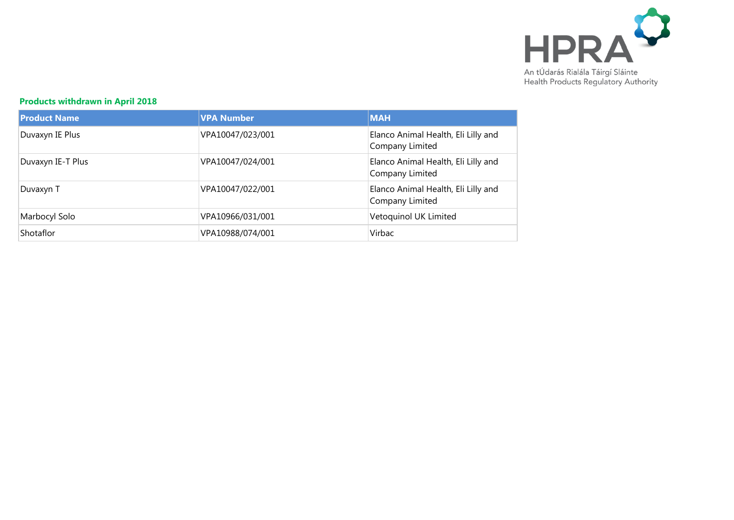**Products withdrawn in April 2018**

| Product Name | VPA Number | MAH |
|---|---|---|
| Duvaxyn IE Plus | VPA10047/023/001 | Elanco Animal Health, Eli Lilly and Company Limited |
| Duvaxyn IE-T Plus | VPA10047/024/001 | Elanco Animal Health, Eli Lilly and Company Limited |
| Duvaxyn T | VPA10047/022/001 | Elanco Animal Health, Eli Lilly and Company Limited |
| Marbocyl Solo | VPA10966/031/001 | Vetoquinol UK Limited |
| Shotaflor | VPA10988/074/001 | Virbac |